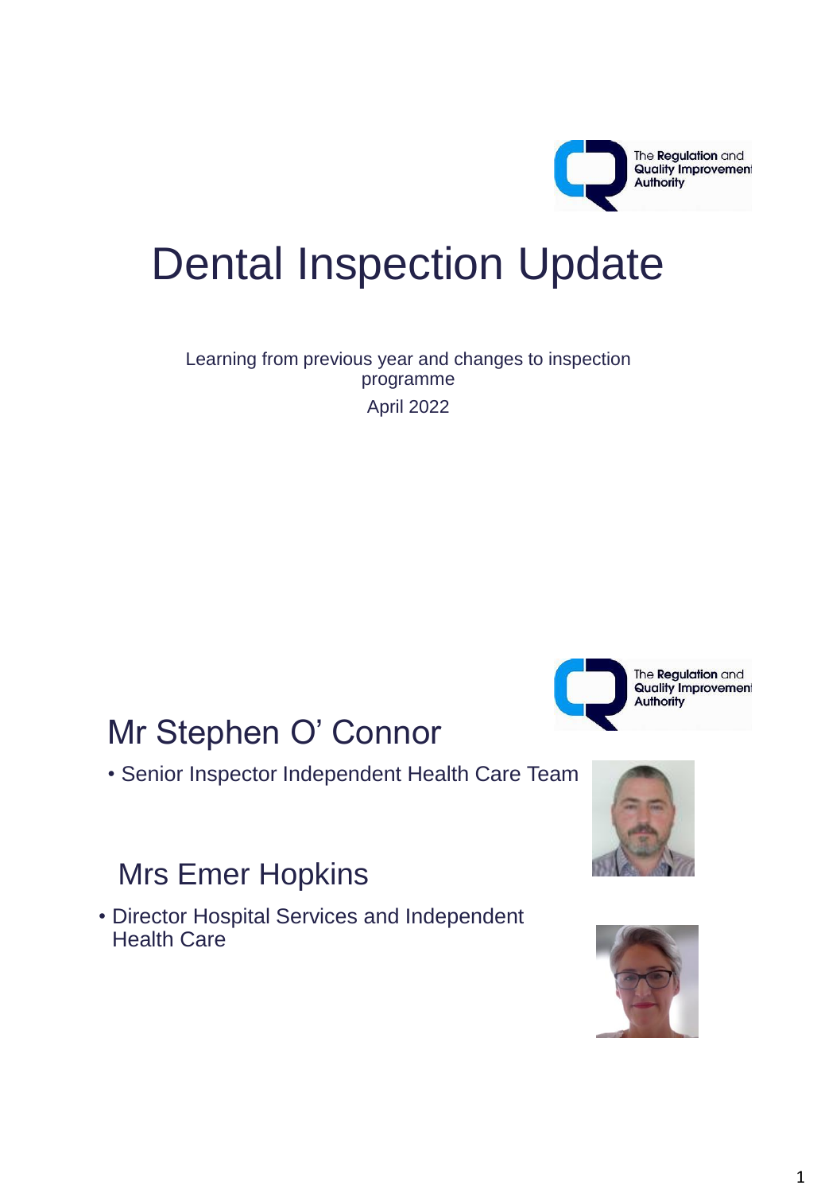# Dental Inspection Update

Learning from previous year and changes to inspection programme

April 2022

## Mr Stephen O' Connor

- Senior Inspector Independent Health Care Team

## Mrs Emer Hopkins

- Director Hospital Services and Independent Health Care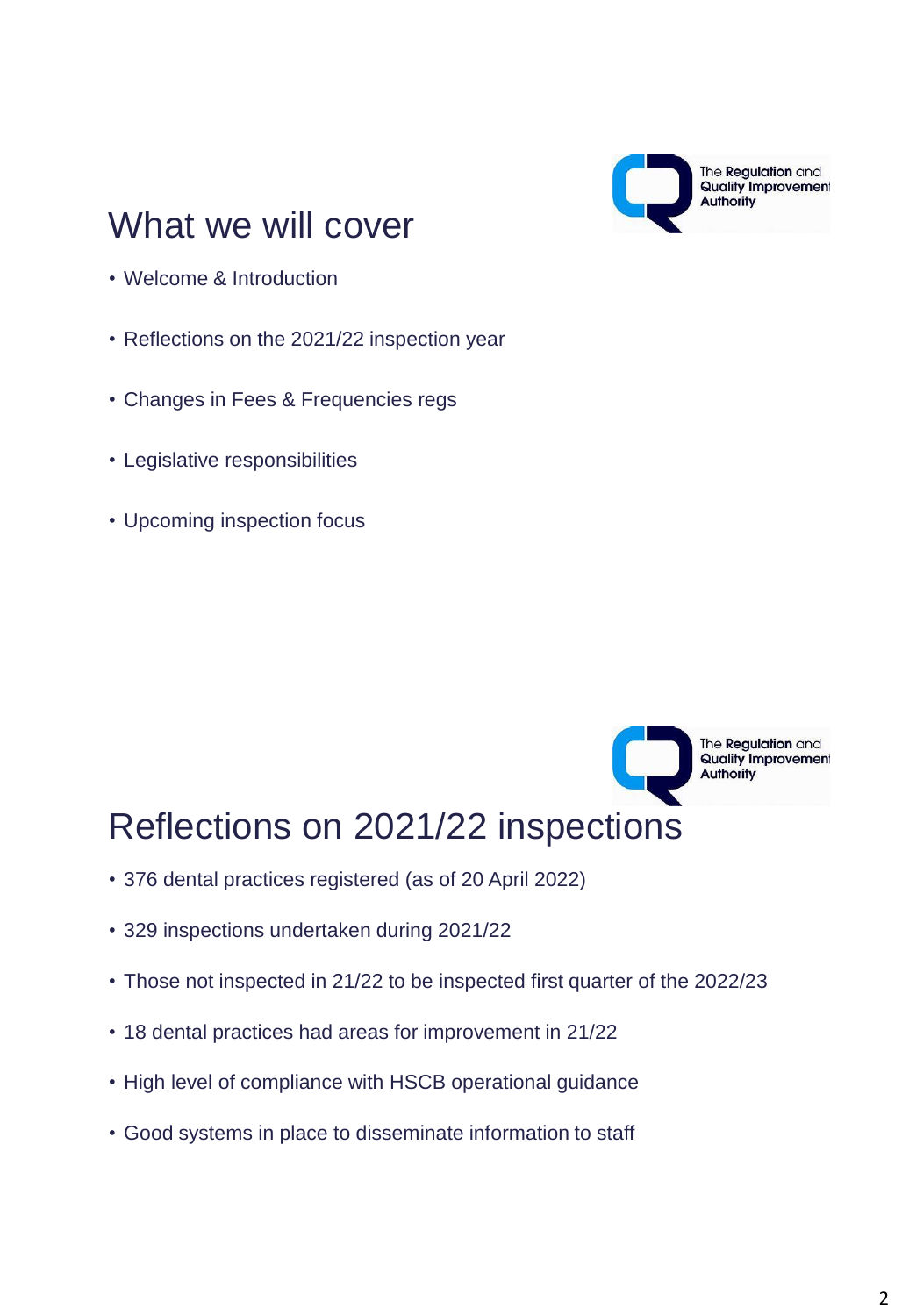# What we will cover

- Welcome & Introduction
- Reflections on the 2021/22 inspection year
- Changes in Fees & Frequencies regs
- Legislative responsibilities
- Upcoming inspection focus

# Reflections on 2021/22 inspections

- 376 dental practices registered (as of 20 April 2022)
- 329 inspections undertaken during 2021/22
- Those not inspected in 21/22 to be inspected first quarter of the 2022/23
- 18 dental practices had areas for improvement in 21/22
- High level of compliance with HSCB operational guidance
- Good systems in place to disseminate information to staff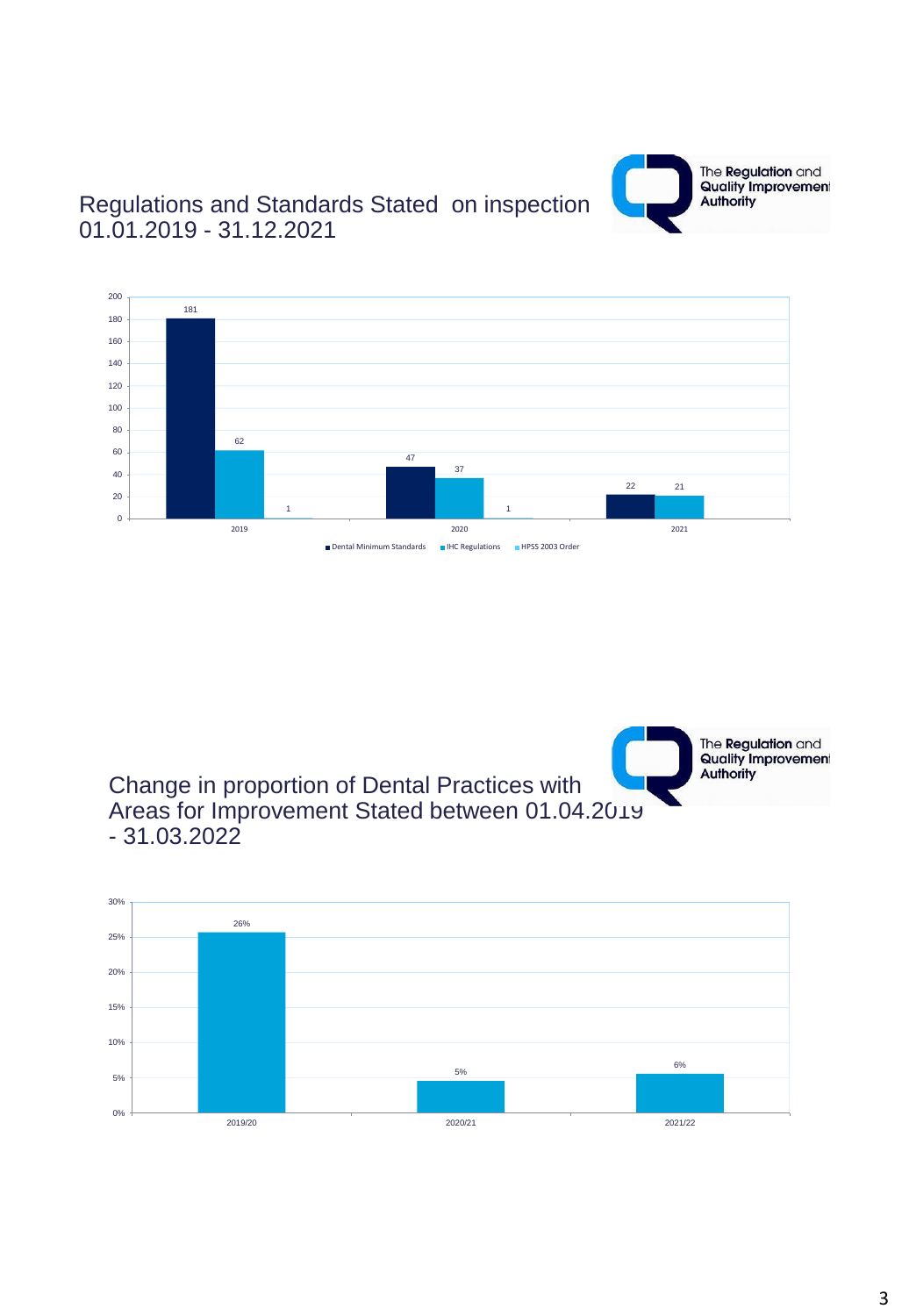## Regulations and Standards Stated on inspection 01.01.2019 - 31.12.2021

The Regulation and Quality Improvement Authority

| | Dental Minimum Standards | IHC Regulations | HPSS 2003 Order |
|---|---|---|---|
| 2019 | 181 | 62 | 1 |
| 2020 | 47 | 37 | 1 |
| 2021 | 22 | 21 | |

## Change in proportion of Dental Practices with Areas for Improvement Stated between 01.04.2019 - 31.03.2022

The Regulation and Quality Improvement Authority

| Year | Proportion |
|---|---|
| 2019/20 | 26% |
| 2020/21 | 5% |
| 2021/22 | 6% |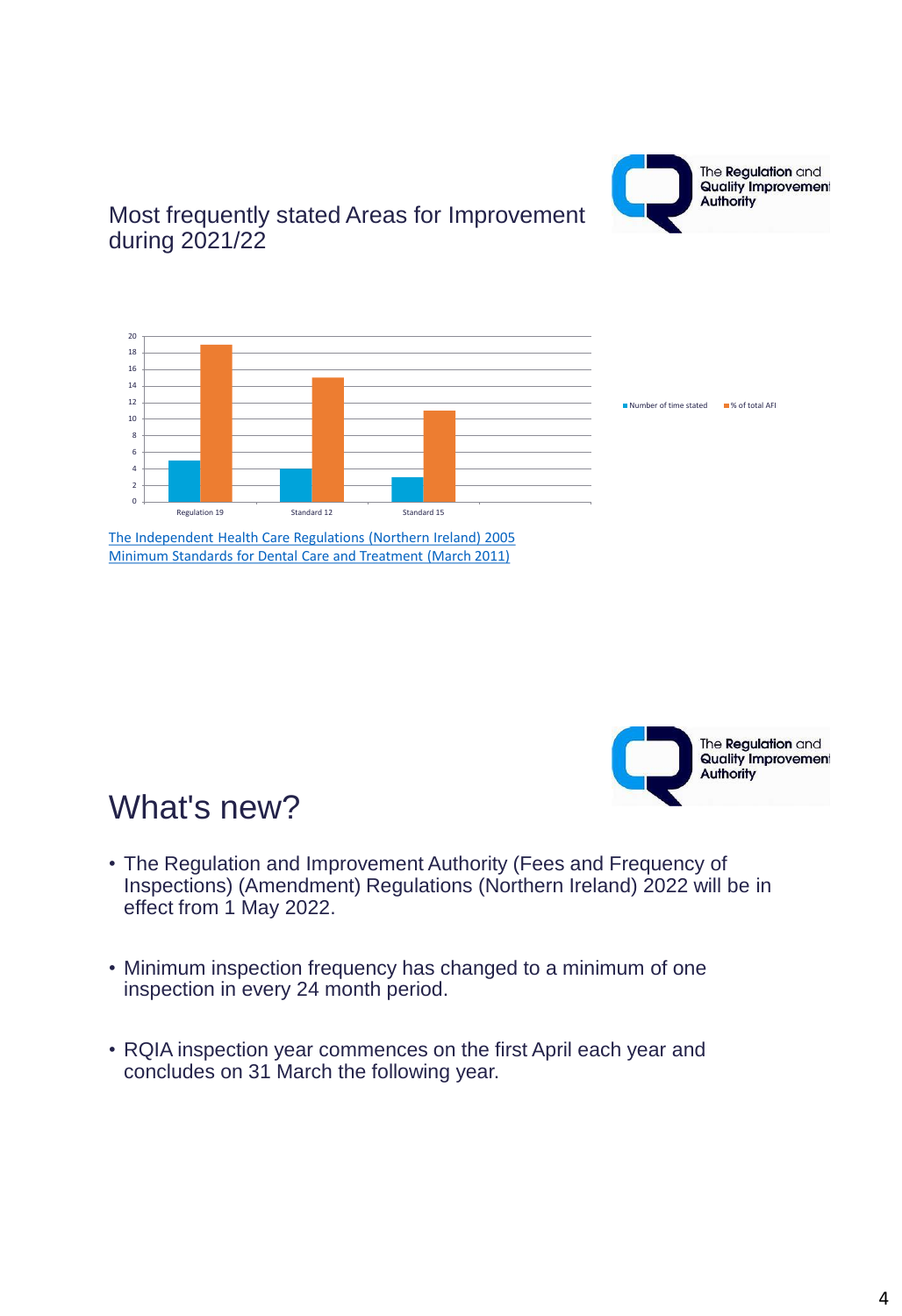# Most frequently stated Areas for Improvement during 2021/22

| | Number of time stated | % of total AFI |
|---|---|---|
| Regulation 19 | 5 | 19 |
| Standard 12 | 4 | 15 |
| Standard 15 | 3 | 11 |

[The Independent Health Care Regulations (Northern Ireland) 2005](#)
[Minimum Standards for Dental Care and Treatment (March 2011)](#)

# What's new?

- The Regulation and Improvement Authority (Fees and Frequency of Inspections) (Amendment) Regulations (Northern Ireland) 2022 will be in effect from 1 May 2022.
- Minimum inspection frequency has changed to a minimum of one inspection in every 24 month period.
- RQIA inspection year commences on the first April each year and concludes on 31 March the following year.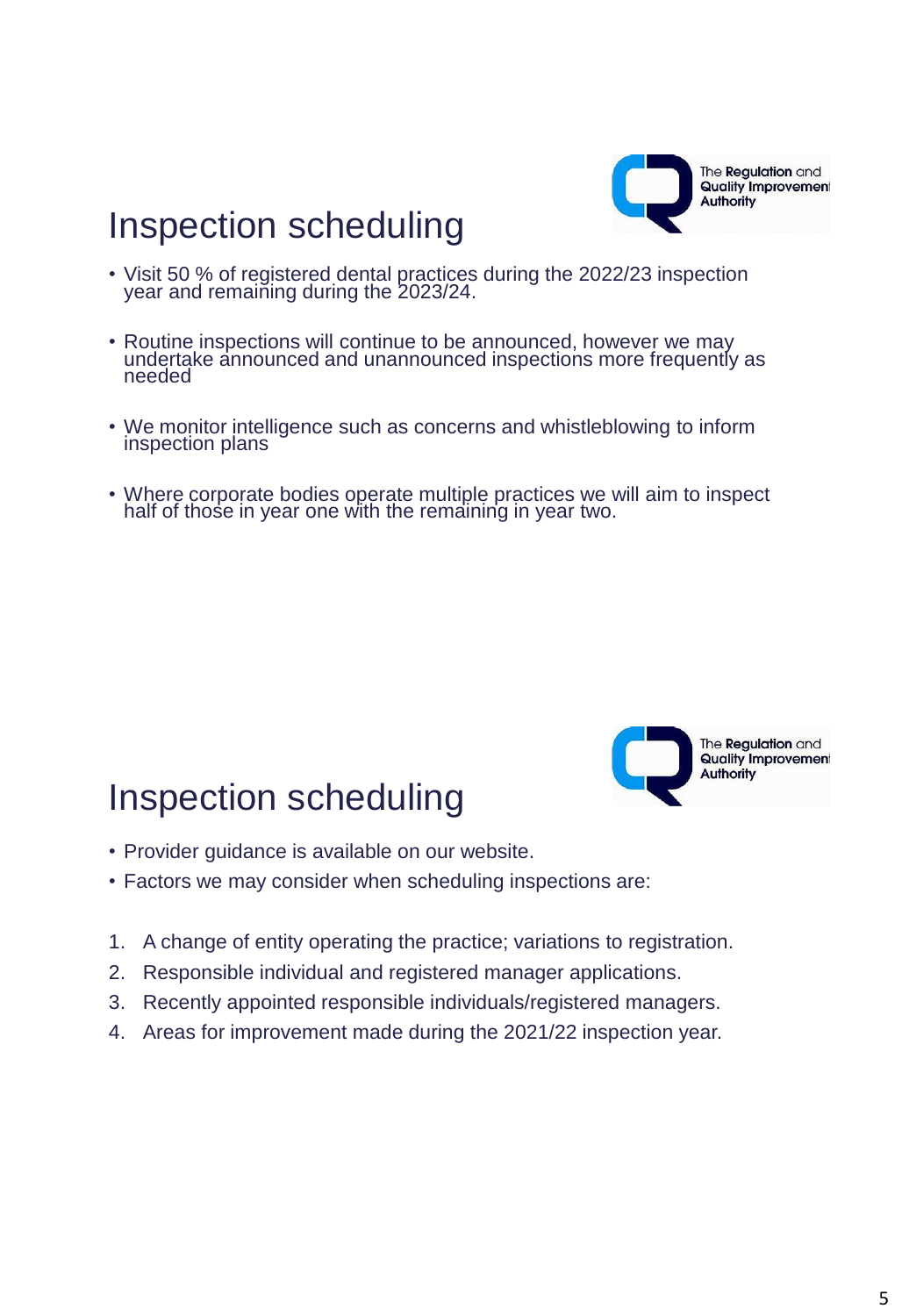# Inspection scheduling

- Visit 50 % of registered dental practices during the 2022/23 inspection year and remaining during the 2023/24.
- Routine inspections will continue to be announced, however we may undertake announced and unannounced inspections more frequently as needed
- We monitor intelligence such as concerns and whistleblowing to inform inspection plans
- Where corporate bodies operate multiple practices we will aim to inspect half of those in year one with the remaining in year two.

# Inspection scheduling

- Provider guidance is available on our website.
- Factors we may consider when scheduling inspections are:

1. A change of entity operating the practice; variations to registration.
2. Responsible individual and registered manager applications.
3. Recently appointed responsible individuals/registered managers.
4. Areas for improvement made during the 2021/22 inspection year.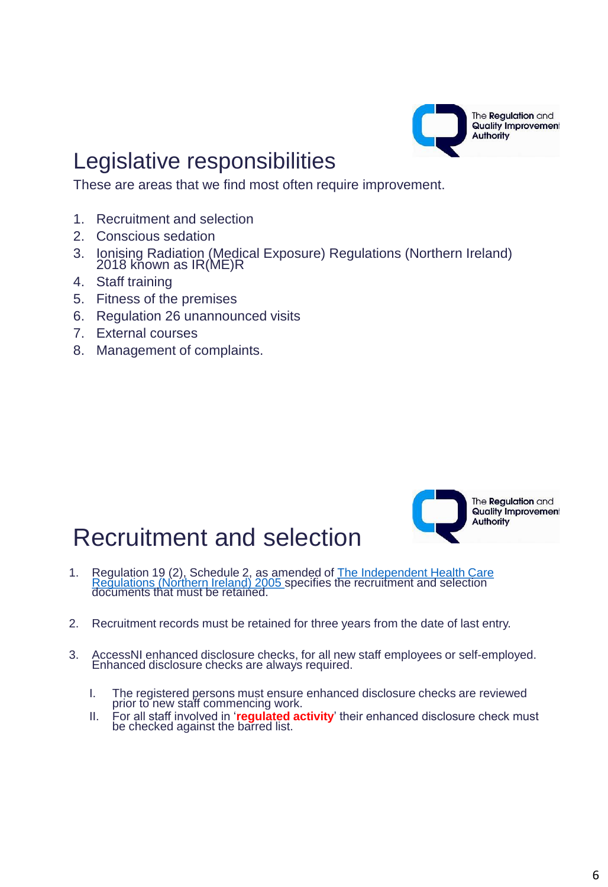# Legislative responsibilities

These are areas that we find most often require improvement.

1. Recruitment and selection
2. Conscious sedation
3. Ionising Radiation (Medical Exposure) Regulations (Northern Ireland) 2018 known as IR(ME)R
4. Staff training
5. Fitness of the premises
6. Regulation 26 unannounced visits
7. External courses
8. Management of complaints.

# Recruitment and selection

1. Regulation 19 (2), Schedule 2, as amended of [The Independent Health Care Regulations (Northern Ireland) 2005](#) specifies the recruitment and selection documents that must be retained.

2. Recruitment records must be retained for three years from the date of last entry.

3. AccessNI enhanced disclosure checks, for all new staff employees or self-employed. Enhanced disclosure checks are always required.

   I. The registered persons must ensure enhanced disclosure checks are reviewed prior to new staff commencing work.
   II. For all staff involved in '**regulated activity**' their enhanced disclosure check must be checked against the barred list.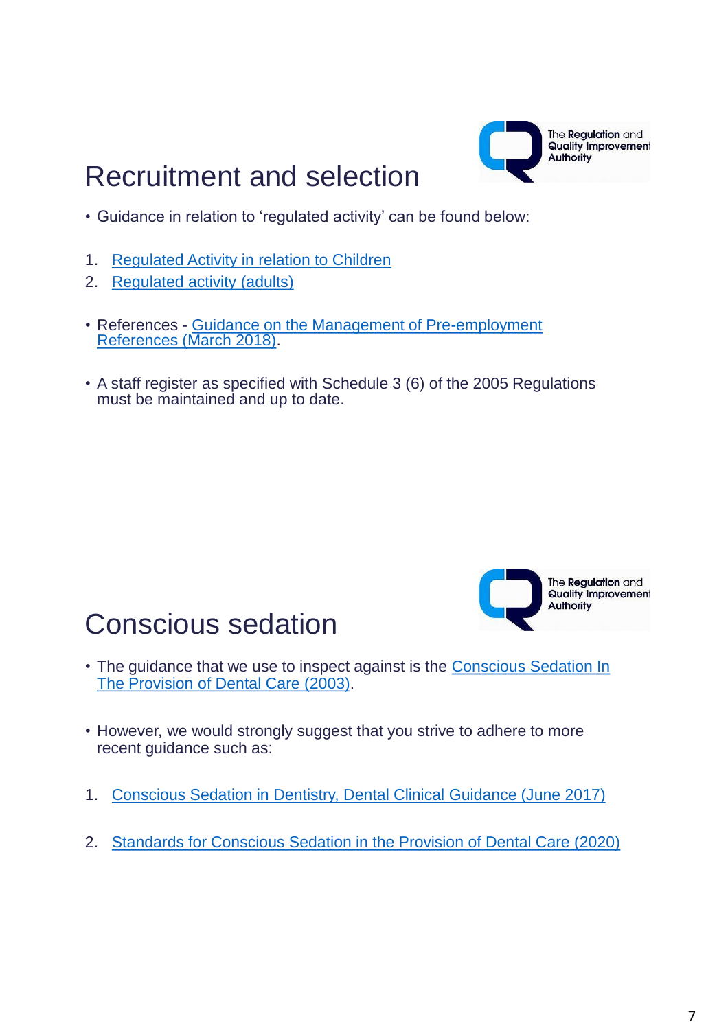# Recruitment and selection

- Guidance in relation to 'regulated activity' can be found below:

1. Regulated Activity in relation to Children
2. Regulated activity (adults)

- References - Guidance on the Management of Pre-employment References (March 2018).

- A staff register as specified with Schedule 3 (6) of the 2005 Regulations must be maintained and up to date.

# Conscious sedation

- The guidance that we use to inspect against is the Conscious Sedation In The Provision of Dental Care (2003).

- However, we would strongly suggest that you strive to adhere to more recent guidance such as:

1. Conscious Sedation in Dentistry, Dental Clinical Guidance (June 2017)

2. Standards for Conscious Sedation in the Provision of Dental Care (2020)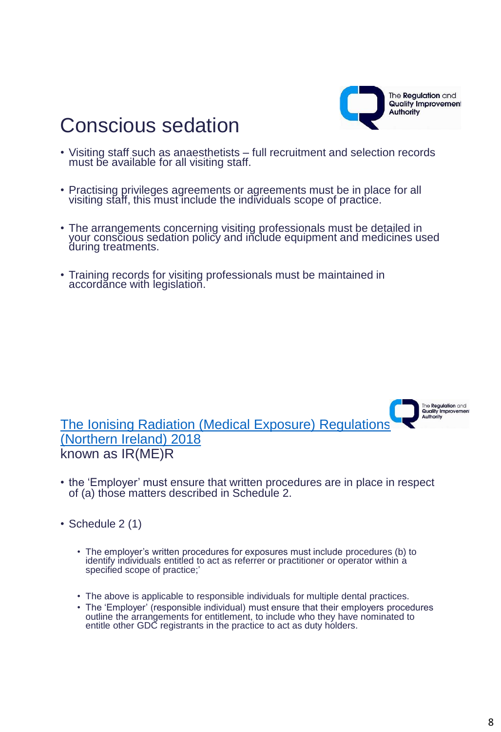# Conscious sedation

- Visiting staff such as anaesthetists – full recruitment and selection records must be available for all visiting staff.
- Practising privileges agreements or agreements must be in place for all visiting staff, this must include the individuals scope of practice.
- The arrangements concerning visiting professionals must be detailed in your conscious sedation policy and include equipment and medicines used during treatments.
- Training records for visiting professionals must be maintained in accordance with legislation.

# The Ionising Radiation (Medical Exposure) Regulations (Northern Ireland) 2018 known as IR(ME)R

- the 'Employer' must ensure that written procedures are in place in respect of (a) those matters described in Schedule 2.
- Schedule 2 (1)
  - The employer's written procedures for exposures must include procedures (b) to identify individuals entitled to act as referrer or practitioner or operator within a specified scope of practice;'
  - The above is applicable to responsible individuals for multiple dental practices.
  - The 'Employer' (responsible individual) must ensure that their employers procedures outline the arrangements for entitlement, to include who they have nominated to entitle other GDC registrants in the practice to act as duty holders.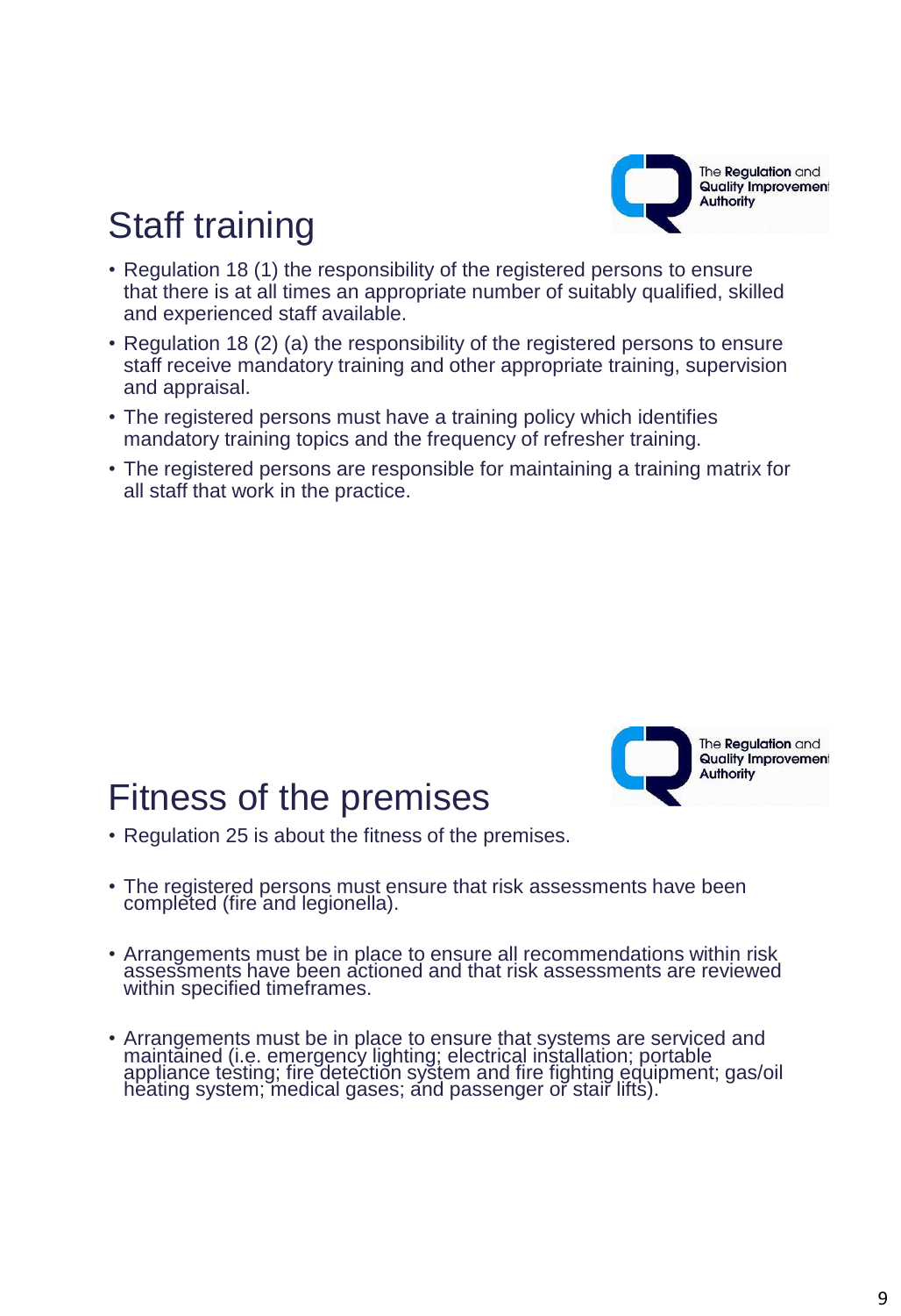## Staff training

- Regulation 18 (1) the responsibility of the registered persons to ensure that there is at all times an appropriate number of suitably qualified, skilled and experienced staff available.
- Regulation 18 (2) (a) the responsibility of the registered persons to ensure staff receive mandatory training and other appropriate training, supervision and appraisal.
- The registered persons must have a training policy which identifies mandatory training topics and the frequency of refresher training.
- The registered persons are responsible for maintaining a training matrix for all staff that work in the practice.

## Fitness of the premises

- Regulation 25 is about the fitness of the premises.
- The registered persons must ensure that risk assessments have been completed (fire and legionella).
- Arrangements must be in place to ensure all recommendations within risk assessments have been actioned and that risk assessments are reviewed within specified timeframes.
- Arrangements must be in place to ensure that systems are serviced and maintained (i.e. emergency lighting; electrical installation; portable appliance testing; fire detection system and fire fighting equipment; gas/oil heating system; medical gases; and passenger or stair lifts).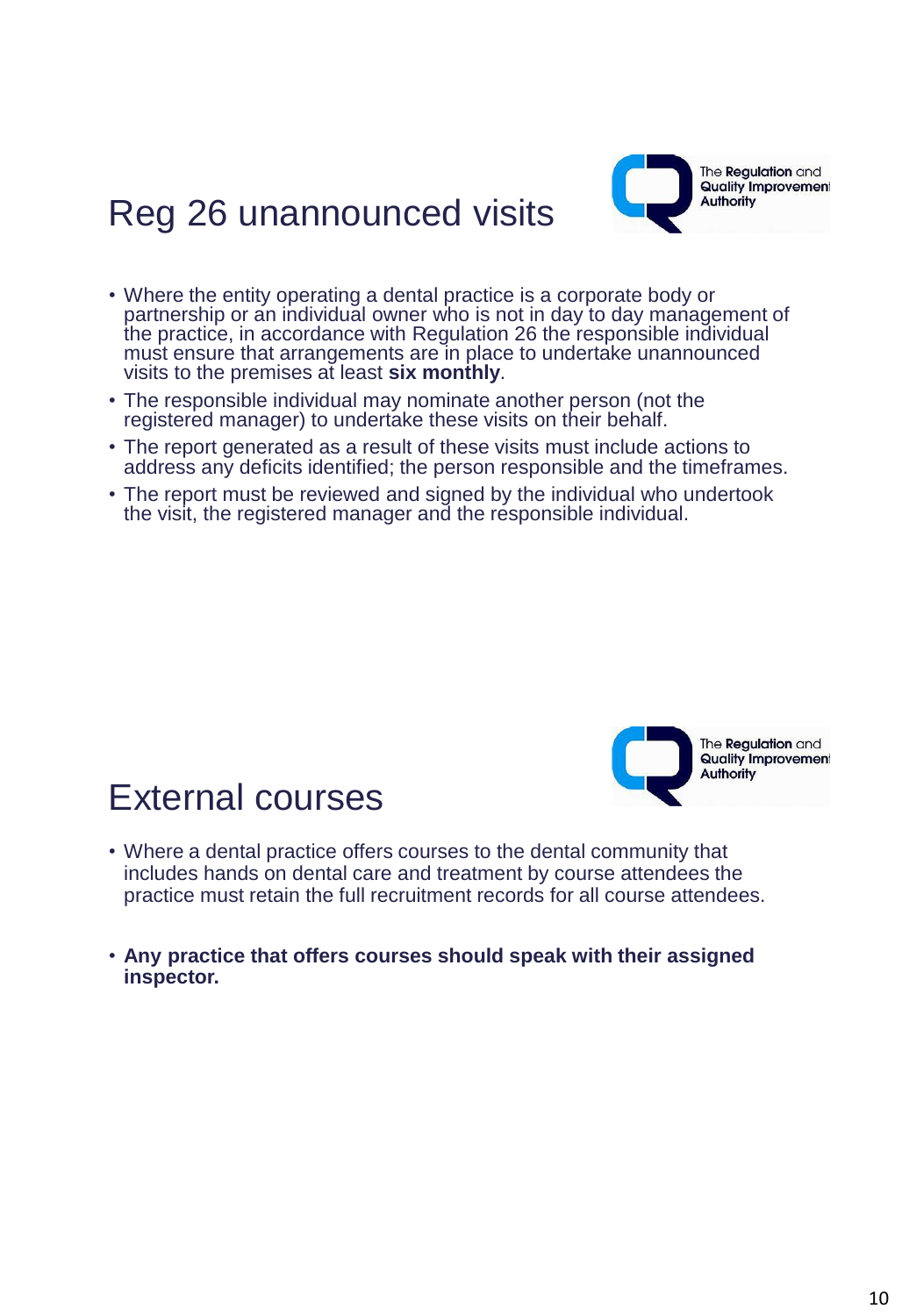# Reg 26 unannounced visits

- Where the entity operating a dental practice is a corporate body or partnership or an individual owner who is not in day to day management of the practice, in accordance with Regulation 26 the responsible individual must ensure that arrangements are in place to undertake unannounced visits to the premises at least **six monthly**.
- The responsible individual may nominate another person (not the registered manager) to undertake these visits on their behalf.
- The report generated as a result of these visits must include actions to address any deficits identified; the person responsible and the timeframes.
- The report must be reviewed and signed by the individual who undertook the visit, the registered manager and the responsible individual.

# External courses

- Where a dental practice offers courses to the dental community that includes hands on dental care and treatment by course attendees the practice must retain the full recruitment records for all course attendees.

- **Any practice that offers courses should speak with their assigned inspector.**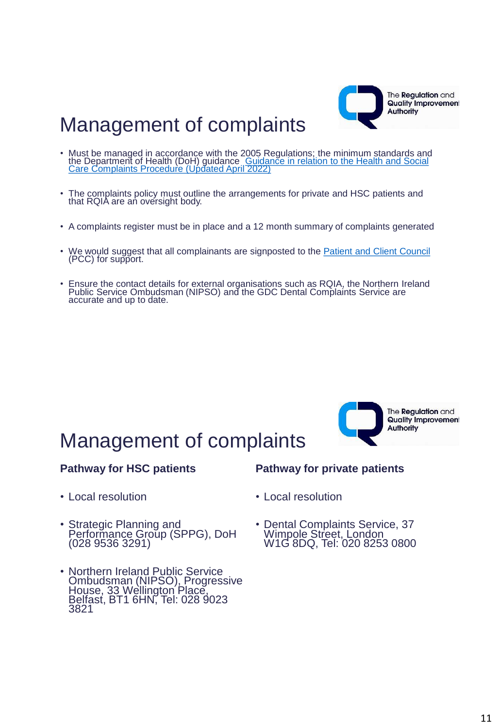# Management of complaints

- Must be managed in accordance with the 2005 Regulations; the minimum standards and the Department of Health (DoH) guidance  Guidance in relation to the Health and Social Care Complaints Procedure (Updated April 2022)
- The complaints policy must outline the arrangements for private and HSC patients and that RQIA are an oversight body.
- A complaints register must be in place and a 12 month summary of complaints generated
- We would suggest that all complainants are signposted to the Patient and Client Council (PCC) for support.
- Ensure the contact details for external organisations such as RQIA, the Northern Ireland Public Service Ombudsman (NIPSO) and the GDC Dental Complaints Service are accurate and up to date.

# Management of complaints

**Pathway for HSC patients**

- Local resolution
- Strategic Planning and Performance Group (SPPG), DoH (028 9536 3291)
- Northern Ireland Public Service Ombudsman (NIPSO), Progressive House, 33 Wellington Place, Belfast, BT1 6HN, Tel: 028 9023 3821

**Pathway for private patients**

- Local resolution
- Dental Complaints Service, 37 Wimpole Street, London W1G 8DQ, Tel: 020 8253 0800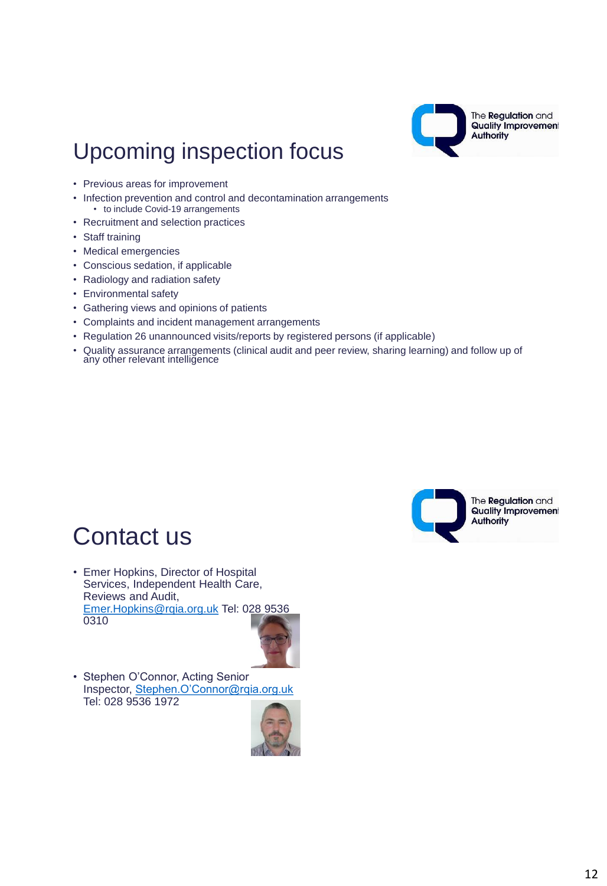# Upcoming inspection focus

- Previous areas for improvement
- Infection prevention and control and decontamination arrangements
  - to include Covid-19 arrangements
- Recruitment and selection practices
- Staff training
- Medical emergencies
- Conscious sedation, if applicable
- Radiology and radiation safety
- Environmental safety
- Gathering views and opinions of patients
- Complaints and incident management arrangements
- Regulation 26 unannounced visits/reports by registered persons (if applicable)
- Quality assurance arrangements (clinical audit and peer review, sharing learning) and follow up of any other relevant intelligence

# Contact us

- Emer Hopkins, Director of Hospital Services, Independent Health Care, Reviews and Audit, Emer.Hopkins@rqia.org.uk Tel: 028 9536 0310
- Stephen O'Connor, Acting Senior Inspector, Stephen.O'Connor@rqia.org.uk Tel: 028 9536 1972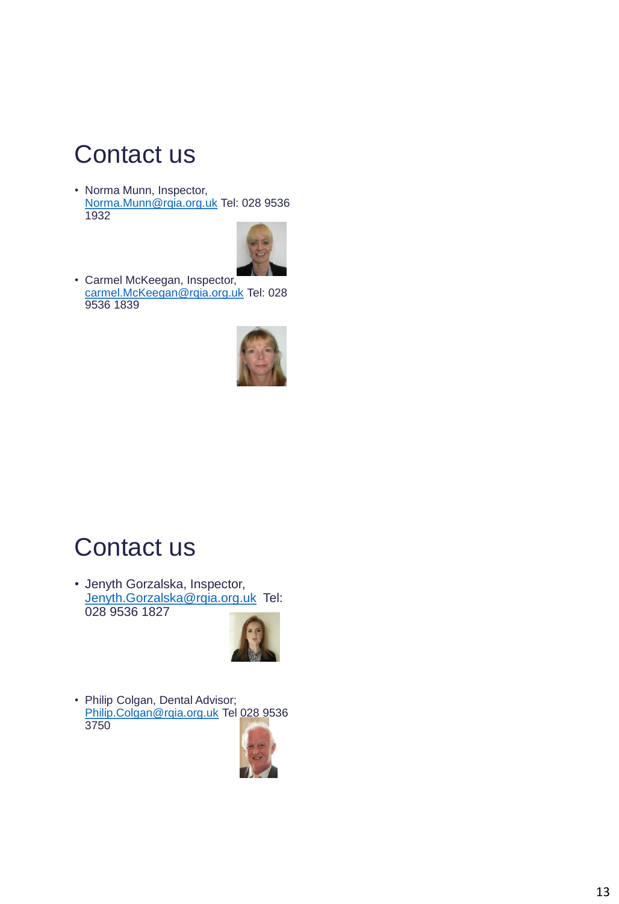# Contact us

- Norma Munn, Inspector, Norma.Munn@rqia.org.uk Tel: 028 9536 1932
- Carmel McKeegan, Inspector, carmel.McKeegan@rqia.org.uk Tel: 028 9536 1839

# Contact us

- Jenyth Gorzalska, Inspector, Jenyth.Gorzalska@rqia.org.uk Tel: 028 9536 1827
- Philip Colgan, Dental Advisor; Philip.Colgan@rqia.org.uk Tel 028 9536 3750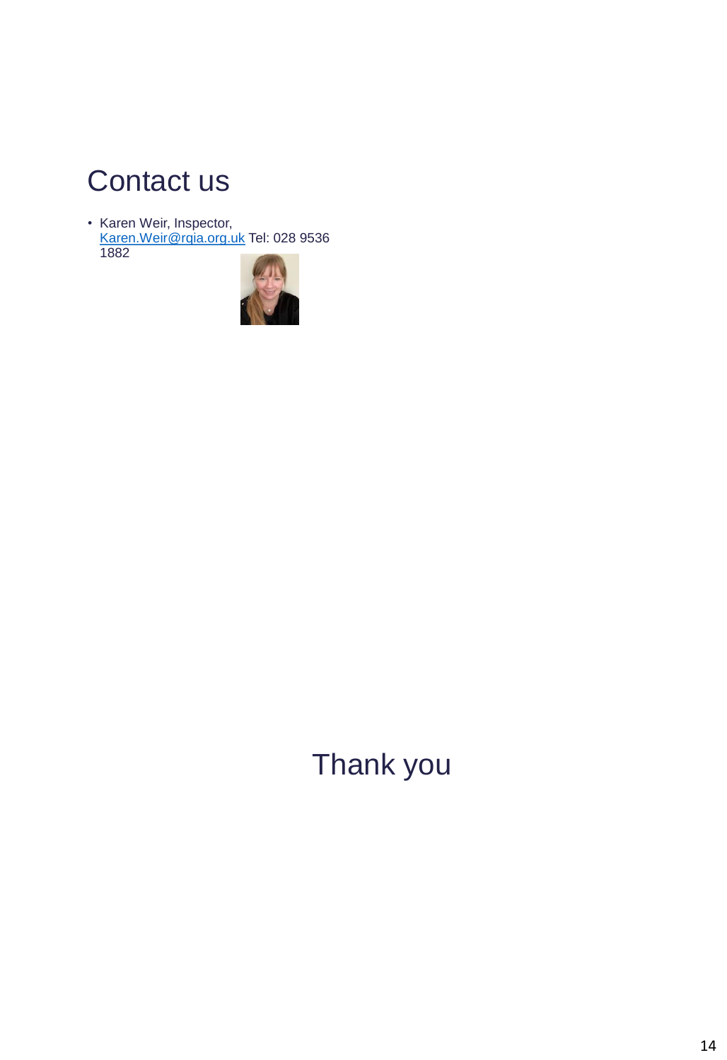# Contact us

- Karen Weir, Inspector, Karen.Weir@rqia.org.uk Tel: 028 9536 1882

# Thank you